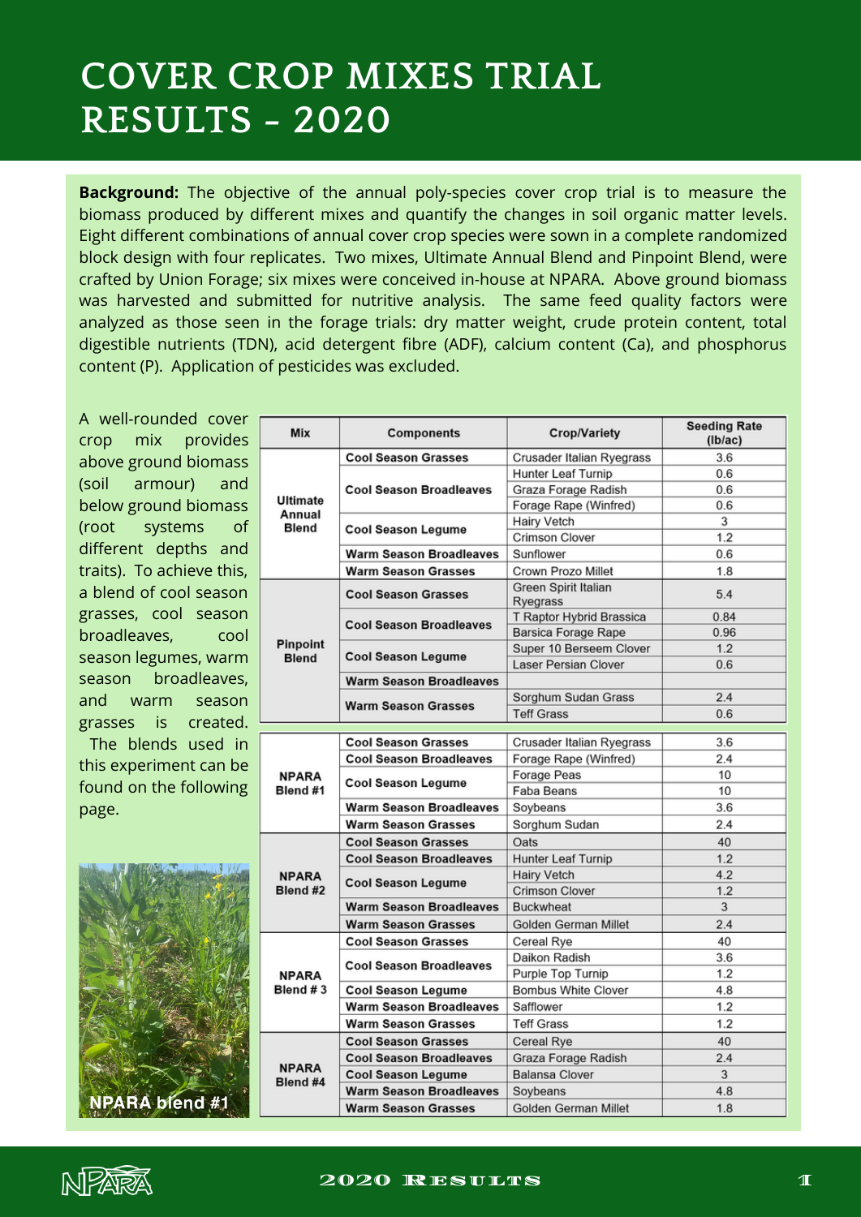# COVER CROP MIXES TRIAL RESULTS - 2020

**Background:** The objective of the annual poly-species cover crop trial is to measure the biomass produced by different mixes and quantify the changes in soil organic matter levels. Eight different combinations of annual cover crop species were sown in a complete randomized block design with four replicates. Two mixes, Ultimate Annual Blend and Pinpoint Blend, were crafted by Union Forage; six mixes were conceived in-house at NPARA. Above ground biomass was harvested and submitted for nutritive analysis. The same feed quality factors were analyzed as those seen in the forage trials: dry matter weight, crude protein content, total digestible nutrients (TDN), acid detergent fibre (ADF), calcium content (Ca), and phosphorus content (P). Application of pesticides was excluded.

A well-rounded cover crop mix provides above ground biomass (soil armour) and below ground biomass (root systems of different depths and traits). To achieve this, a blend of cool season grasses, cool season broadleaves, cool season legumes, warm season broadleaves, and warm season grasses is created. The blends used in this experiment can be found on the following page.

| Mix | Components | Crop/Variety | Seeding Rate (lb/ac) |
|---|---|---|---|
| Ultimate Annual Blend | Cool Season Grasses | Crusader Italian Ryegrass | 3.6 |
| | Cool Season Broadleaves | Hunter Leaf Turnip | 0.6 |
| | | Graza Forage Radish | 0.6 |
| | | Forage Rape (Winfred) | 0.6 |
| | Cool Season Legume | Hairy Vetch | 3 |
| | | Crimson Clover | 1.2 |
| | Warm Season Broadleaves | Sunflower | 0.6 |
| | Warm Season Grasses | Crown Prozo Millet | 1.8 |
| Pinpoint Blend | Cool Season Grasses | Green Spirit Italian Ryegrass | 5.4 |
| | Cool Season Broadleaves | T Raptor Hybrid Brassica | 0.84 |
| | | Barsica Forage Rape | 0.96 |
| | Cool Season Legume | Super 10 Berseem Clover | 1.2 |
| | | Laser Persian Clover | 0.6 |
| | Warm Season Broadleaves | | |
| | Warm Season Grasses | Sorghum Sudan Grass | 2.4 |
| | | Teff Grass | 0.6 |
| NPARA Blend #1 | Cool Season Grasses | Crusader Italian Ryegrass | 3.6 |
| | Cool Season Broadleaves | Forage Rape (Winfred) | 2.4 |
| | Cool Season Legume | Forage Peas | 10 |
| | | Faba Beans | 10 |
| | Warm Season Broadleaves | Soybeans | 3.6 |
| | Warm Season Grasses | Sorghum Sudan | 2.4 |
| NPARA Blend #2 | Cool Season Grasses | Oats | 40 |
| | Cool Season Broadleaves | Hunter Leaf Turnip | 1.2 |
| | Cool Season Legume | Hairy Vetch | 4.2 |
| | | Crimson Clover | 1.2 |
| | Warm Season Broadleaves | Buckwheat | 3 |
| | Warm Season Grasses | Golden German Millet | 2.4 |
| NPARA Blend # 3 | Cool Season Grasses | Cereal Rye | 40 |
| | Cool Season Broadleaves | Daikon Radish | 3.6 |
| | | Purple Top Turnip | 1.2 |
| | Cool Season Legume | Bombus White Clover | 4.8 |
| | Warm Season Broadleaves | Safflower | 1.2 |
| | Warm Season Grasses | Teff Grass | 1.2 |
| NPARA Blend #4 | Cool Season Grasses | Cereal Rye | 40 |
| | Cool Season Broadleaves | Graza Forage Radish | 2.4 |
| | Cool Season Legume | Balansa Clover | 3 |
| | Warm Season Broadleaves | Soybeans | 4.8 |
| | Warm Season Grasses | Golden German Millet | 1.8 |

NPARA blend #1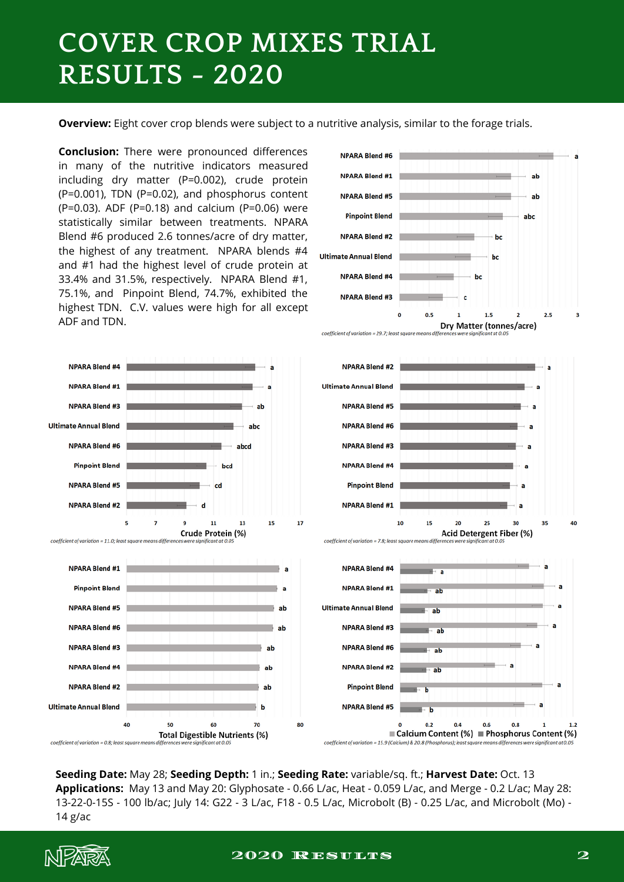# COVER CROP MIXES TRIAL RESULTS - 2020

**Overview:** Eight cover crop blends were subject to a nutritive analysis, similar to the forage trials.

**Conclusion:** There were pronounced differences in many of the nutritive indicators measured including dry matter (P=0.002), crude protein (P=0.001), TDN (P=0.02), and phosphorus content (P=0.03). ADF (P=0.18) and calcium (P=0.06) were statistically similar between treatments. NPARA Blend #6 produced 2.6 tonnes/acre of dry matter, the highest of any treatment. NPARA blends #4 and #1 had the highest level of crude protein at 33.4% and 31.5%, respectively. NPARA Blend #1, 75.1%, and Pinpoint Blend, 74.7%, exhibited the highest TDN. C.V. values were high for all except ADF and TDN.

NPARA Blend #6 a
NPARA Blend #1 ab
NPARA Blend #5 ab
Pinpoint Blend abc
NPARA Blend #2 bc
Ultimate Annual Blend bc
NPARA Blend #4 bc
NPARA Blend #3 c
0 0.5 1 1.5 2 2.5 3
Dry Matter (tonnes/acre)
*coefficient of variation = 29.7; least square means differences were significant at 0.05*

NPARA Blend #4 a
NPARA Blend #1 a
NPARA Blend #3 ab
Ultimate Annual Blend abc
NPARA Blend #6 abcd
Pinpoint Blend bcd
NPARA Blend #5 cd
NPARA Blend #2 d
5 7 9 11 13 15 17
Crude Protein (%)
*coefficient of variation = 11.0; least square means differences were significant at 0.05*

NPARA Blend #2 a
Ultimate Annual Blend a
NPARA Blend #5 a
NPARA Blend #6 a
NPARA Blend #3 a
NPARA Blend #4 a
Pinpoint Blend a
NPARA Blend #1 a
10 15 20 25 30 35 40
Acid Detergent Fiber (%)
*coefficient of variation = 7.8; least square means differences were significant at 0.05*

NPARA Blend #1 a
Pinpoint Blend a
NPARA Blend #5 ab
NPARA Blend #6 ab
NPARA Blend #3 ab
NPARA Blend #4 ab
NPARA Blend #2 ab
Ultimate Annual Blend b
40 50 60 70 80
Total Digestible Nutrients (%)
*coefficient of variation = 0.8; least square means differences were significant at 0.05*

NPARA Blend #4 a a
NPARA Blend #1 a ab
Ultimate Annual Blend a ab
NPARA Blend #3 a ab
NPARA Blend #6 a ab
NPARA Blend #2 a ab
Pinpoint Blend a b
NPARA Blend #5 a b
0 0.2 0.4 0.6 0.8 1 1.2
Calcium Content (%) Phosphorus Content (%)
*coefficient of variation = 15.9 (Calcium) & 20.8 (Phosphorus); least square means differences were significant at 0.05*

**Seeding Date:** May 28; **Seeding Depth:** 1 in.; **Seeding Rate:** variable/sq. ft.; **Harvest Date:** Oct. 13
**Applications:** May 13 and May 20: Glyphosate - 0.66 L/ac, Heat - 0.059 L/ac, and Merge - 0.2 L/ac; May 28: 13-22-0-15S - 100 lb/ac; July 14: G22 - 3 L/ac, F18 - 0.5 L/ac, Microbolt (B) - 0.25 L/ac, and Microbolt (Mo) - 14 g/ac